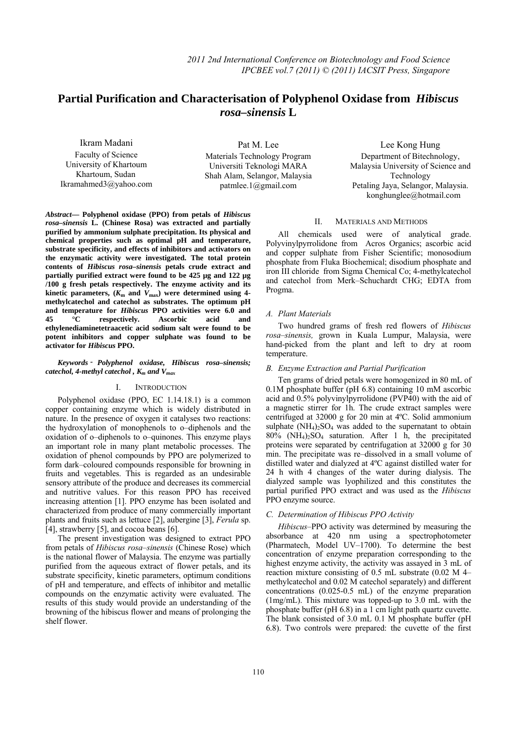# Partial Purification and Characterisation of Polyphenol Oxidase from *Hibiscus rosa–sinensis* L

Ikram Madani
Faculty of Science
University of Khartoum
Khartoum, Sudan
Ikramahmed3@yahoo.com

Pat M. Lee
Materials Technology Program
Universiti Teknologi MARA
Shah Alam, Selangor, Malaysia
patmlee.1@gmail.com

Lee Kong Hung
Department of Bitechnology,
Malaysia University of Science and Technology
Petaling Jaya, Selangor, Malaysia.
konghunglee@hotmail.com

***Abstract*— Polyphenol oxidase (PPO) from petals of *Hibiscus rosa–sinensis* L. (Chinese Rosa) was extracted and partially purified by ammonium sulphate precipitation. Its physical and chemical properties such as optimal pH and temperature, substrate specificity, and effects of inhibitors and activators on the enzymatic activity were investigated. The total protein contents of *Hibiscus rosa–sinensis* petals crude extract and partially purified extract were found to be 425 µg and 122 µg /100 g fresh petals respectively. The enzyme activity and its kinetic parameters, ($K_m$ and $V_{max}$) were determined using 4-methylcatechol and catechol as substrates. The optimum pH and temperature for *Hibiscus* PPO activities were 6.0 and 45 °C respectively. Ascorbic acid and ethylenediaminetetraacetic acid sodium salt were found to be potent inhibitors and copper sulphate was found to be activator for *Hibiscus* PPO.**

***Keywords* - Polyphenol oxidase, Hibiscus rosa–sinensis; catechol, 4-methyl catechol , $K_m$ and $V_{max}$**

## I. Introduction

Polyphenol oxidase (PPO, EC 1.14.18.1) is a common copper containing enzyme which is widely distributed in nature. In the presence of oxygen it catalyses two reactions: the hydroxylation of monophenols to o–diphenols and the oxidation of o–diphenols to o–quinones. This enzyme plays an important role in many plant metabolic processes. The oxidation of phenol compounds by PPO are polymerized to form dark–coloured compounds responsible for browning in fruits and vegetables. This is regarded as an undesirable sensory attribute of the produce and decreases its commercial and nutritive values. For this reason PPO has received increasing attention [1]. PPO enzyme has been isolated and characterized from produce of many commercially important plants and fruits such as lettuce [2], aubergine [3], *Ferula* sp. [4], strawberry [5], and cocoa beans [6].

The present investigation was designed to extract PPO from petals of *Hibiscus rosa–sinensis* (Chinese Rose) which is the national flower of Malaysia. The enzyme was partially purified from the aqueous extract of flower petals, and its substrate specificity, kinetic parameters, optimum conditions of pH and temperature, and effects of inhibitor and metallic compounds on the enzymatic activity were evaluated. The results of this study would provide an understanding of the browning of the hibiscus flower and means of prolonging the shelf flower.

## II. Materials and Methods

All chemicals used were of analytical grade. Polyvinylpyrrolidone from Acros Organics; ascorbic acid and copper sulphate from Fisher Scientific; monosodium phosphate from Fluka Biochemical; disodium phosphate and iron III chloride from Sigma Chemical Co; 4-methylcatechol and catechol from Merk–Schuchardt CHG; EDTA from Progma.

### A. Plant Materials

Two hundred grams of fresh red flowers of *Hibiscus rosa–sinensis,* grown in Kuala Lumpur, Malaysia, were hand-picked from the plant and left to dry at room temperature.

### B. Enzyme Extraction and Partial Purification

Ten grams of dried petals were homogenized in 80 mL of 0.1M phosphate buffer (pH 6.8) containing 10 mM ascorbic acid and 0.5% polyvinylpyrrolidone (PVP40) with the aid of a magnetic stirrer for 1h. The crude extract samples were centrifuged at 32000 g for 20 min at 4ºC. Solid ammonium sulphate $(NH_4)_2SO_4$ was added to the supernatant to obtain 80% $(NH_4)_2SO_4$ saturation. After 1 h, the precipitated proteins were separated by centrifugation at 32000 g for 30 min. The precipitate was re–dissolved in a small volume of distilled water and dialyzed at 4ºC against distilled water for 24 h with 4 changes of the water during dialysis. The dialyzed sample was lyophilized and this constitutes the partial purified PPO extract and was used as the *Hibiscus* PPO enzyme source.

### C. Determination of Hibiscus PPO Activity

*Hibiscus*–PPO activity was determined by measuring the absorbance at 420 nm using a spectrophotometer (Pharmatech, Model UV–1700). To determine the best concentration of enzyme preparation corresponding to the highest enzyme activity, the activity was assayed in 3 mL of reaction mixture consisting of 0.5 mL substrate (0.02 M 4–methylcatechol and 0.02 M catechol separately) and different concentrations (0.025-0.5 mL) of the enzyme preparation (1mg/mL). This mixture was topped-up to 3.0 mL with the phosphate buffer (pH 6.8) in a 1 cm light path quartz cuvette. The blank consisted of 3.0 mL 0.1 M phosphate buffer (pH 6.8). Two controls were prepared: the cuvette of the first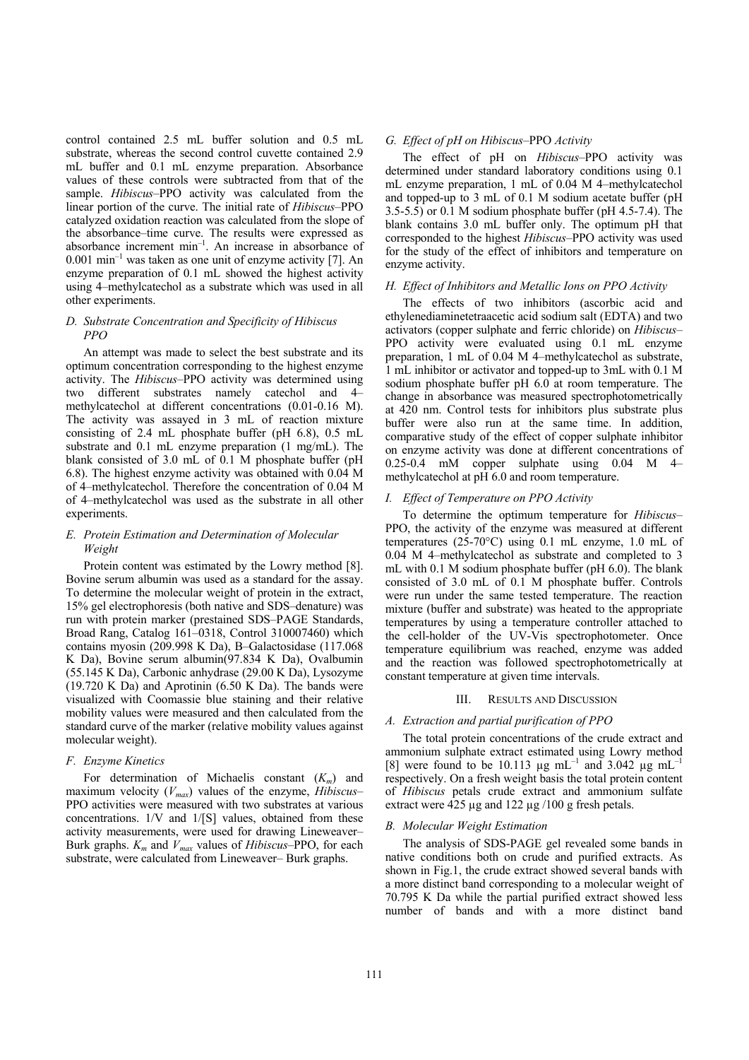control contained 2.5 mL buffer solution and 0.5 mL substrate, whereas the second control cuvette contained 2.9 mL buffer and 0.1 mL enzyme preparation. Absorbance values of these controls were subtracted from that of the sample. *Hibiscus*–PPO activity was calculated from the linear portion of the curve. The initial rate of *Hibiscus*–PPO catalyzed oxidation reaction was calculated from the slope of the absorbance–time curve. The results were expressed as absorbance increment min$^{-1}$. An increase in absorbance of 0.001 min$^{-1}$ was taken as one unit of enzyme activity [7]. An enzyme preparation of 0.1 mL showed the highest activity using 4–methylcatechol as a substrate which was used in all other experiments.

### *D. Substrate Concentration and Specificity of Hibiscus PPO*

An attempt was made to select the best substrate and its optimum concentration corresponding to the highest enzyme activity. The *Hibiscus*–PPO activity was determined using two different substrates namely catechol and 4–methylcatechol at different concentrations (0.01-0.16 M). The activity was assayed in 3 mL of reaction mixture consisting of 2.4 mL phosphate buffer (pH 6.8), 0.5 mL substrate and 0.1 mL enzyme preparation (1 mg/mL). The blank consisted of 3.0 mL of 0.1 M phosphate buffer (pH 6.8). The highest enzyme activity was obtained with 0.04 M of 4–methylcatechol. Therefore the concentration of 0.04 M of 4–methylcatechol was used as the substrate in all other experiments.

### *E. Protein Estimation and Determination of Molecular Weight*

Protein content was estimated by the Lowry method [8]. Bovine serum albumin was used as a standard for the assay. To determine the molecular weight of protein in the extract, 15% gel electrophoresis (both native and SDS–denature) was run with protein marker (prestained SDS–PAGE Standards, Broad Rang, Catalog 161–0318, Control 310007460) which contains myosin (209.998 K Da), B–Galactosidase (117.068 K Da), Bovine serum albumin(97.834 K Da), Ovalbumin (55.145 K Da), Carbonic anhydrase (29.00 K Da), Lysozyme (19.720 K Da) and Aprotinin (6.50 K Da). The bands were visualized with Coomassie blue staining and their relative mobility values were measured and then calculated from the standard curve of the marker (relative mobility values against molecular weight).

### *F. Enzyme Kinetics*

For determination of Michaelis constant ($K_m$) and maximum velocity ($V_{max}$) values of the enzyme, *Hibiscus*–PPO activities were measured with two substrates at various concentrations. 1/V and 1/[S] values, obtained from these activity measurements, were used for drawing Lineweaver–Burk graphs. $K_m$ and $V_{max}$ values of *Hibiscus*–PPO, for each substrate, were calculated from Lineweaver– Burk graphs.

### *G. Effect of pH on Hibiscus–PPO Activity*

The effect of pH on *Hibiscus*–PPO activity was determined under standard laboratory conditions using 0.1 mL enzyme preparation, 1 mL of 0.04 M 4–methylcatechol and topped-up to 3 mL of 0.1 M sodium acetate buffer (pH 3.5-5.5) or 0.1 M sodium phosphate buffer (pH 4.5-7.4). The blank contains 3.0 mL buffer only. The optimum pH that corresponded to the highest *Hibiscus*–PPO activity was used for the study of the effect of inhibitors and temperature on enzyme activity.

### *H. Effect of Inhibitors and Metallic Ions on PPO Activity*

The effects of two inhibitors (ascorbic acid and ethylenediaminetetraacetic acid sodium salt (EDTA) and two activators (copper sulphate and ferric chloride) on *Hibiscus*–PPO activity were evaluated using 0.1 mL enzyme preparation, 1 mL of 0.04 M 4–methylcatechol as substrate, 1 mL inhibitor or activator and topped-up to 3mL with 0.1 M sodium phosphate buffer pH 6.0 at room temperature. The change in absorbance was measured spectrophotometrically at 420 nm. Control tests for inhibitors plus substrate plus buffer were also run at the same time. In addition, comparative study of the effect of copper sulphate inhibitor on enzyme activity was done at different concentrations of 0.25-0.4 mM copper sulphate using 0.04 M 4–methylcatechol at pH 6.0 and room temperature.

### *I. Effect of Temperature on PPO Activity*

To determine the optimum temperature for *Hibiscus*–PPO, the activity of the enzyme was measured at different temperatures (25-70°C) using 0.1 mL enzyme, 1.0 mL of 0.04 M 4–methylcatechol as substrate and completed to 3 mL with 0.1 M sodium phosphate buffer (pH 6.0). The blank consisted of 3.0 mL of 0.1 M phosphate buffer. Controls were run under the same tested temperature. The reaction mixture (buffer and substrate) was heated to the appropriate temperatures by using a temperature controller attached to the cell-holder of the UV-Vis spectrophotometer. Once temperature equilibrium was reached, enzyme was added and the reaction was followed spectrophotometrically at constant temperature at given time intervals.

## III. Results and Discussion

### *A. Extraction and partial purification of PPO*

The total protein concentrations of the crude extract and ammonium sulphate extract estimated using Lowry method [8] were found to be 10.113 µg mL$^{-1}$ and 3.042 µg mL$^{-1}$ respectively. On a fresh weight basis the total protein content of *Hibiscus* petals crude extract and ammonium sulfate extract were 425 µg and 122 µg /100 g fresh petals.

### *B. Molecular Weight Estimation*

The analysis of SDS-PAGE gel revealed some bands in native conditions both on crude and purified extracts. As shown in Fig.1, the crude extract showed several bands with a more distinct band corresponding to a molecular weight of 70.795 K Da while the partial purified extract showed less number of bands and with a more distinct band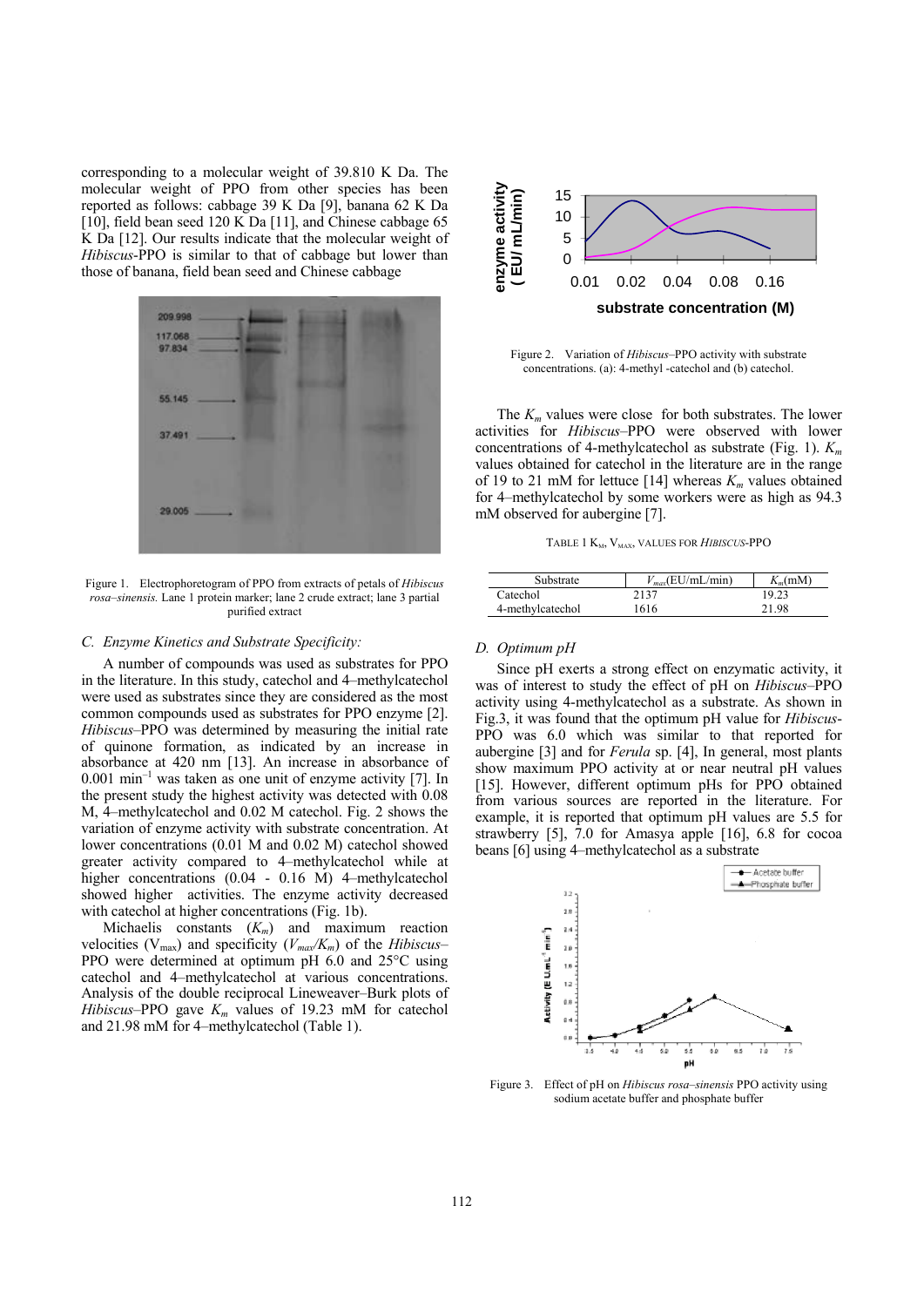corresponding to a molecular weight of 39.810 K Da. The molecular weight of PPO from other species has been reported as follows: cabbage 39 K Da [9], banana 62 K Da [10], field bean seed 120 K Da [11], and Chinese cabbage 65 K Da [12]. Our results indicate that the molecular weight of *Hibiscus*-PPO is similar to that of cabbage but lower than those of banana, field bean seed and Chinese cabbage

Figure 1. Electrophoretogram of PPO from extracts of petals of *Hibiscus rosa–sinensis.* Lane 1 protein marker; lane 2 crude extract; lane 3 partial purified extract

### C. Enzyme Kinetics and Substrate Specificity:

A number of compounds was used as substrates for PPO in the literature. In this study, catechol and 4–methylcatechol were used as substrates since they are considered as the most common compounds used as substrates for PPO enzyme [2]. *Hibiscus*–PPO was determined by measuring the initial rate of quinone formation, as indicated by an increase in absorbance at 420 nm [13]. An increase in absorbance of 0.001 $min^{-1}$ was taken as one unit of enzyme activity [7]. In the present study the highest activity was detected with 0.08 M, 4–methylcatechol and 0.02 M catechol. Fig. 2 shows the variation of enzyme activity with substrate concentration. At lower concentrations (0.01 M and 0.02 M) catechol showed greater activity compared to 4–methylcatechol while at higher concentrations (0.04 - 0.16 M) 4–methylcatechol showed higher activities. The enzyme activity decreased with catechol at higher concentrations (Fig. 1b).

Michaelis constants ($K_m$) and maximum reaction velocities ($V_{max}$) and specificity ($V_{max}/K_m$) of the *Hibiscus*–PPO were determined at optimum pH 6.0 and 25°C using catechol and 4–methylcatechol at various concentrations. Analysis of the double reciprocal Lineweaver–Burk plots of *Hibiscus*–PPO gave $K_m$ values of 19.23 mM for catechol and 21.98 mM for 4–methylcatechol (Table 1).

Figure 2. Variation of *Hibiscus*–PPO activity with substrate concentrations. (a): 4-methyl -catechol and (b) catechol.

The $K_m$ values were close for both substrates. The lower activities for *Hibiscus*–PPO were observed with lower concentrations of 4-methylcatechol as substrate (Fig. 1). $K_m$ values obtained for catechol in the literature are in the range of 19 to 21 mM for lettuce [14] whereas $K_m$ values obtained for 4–methylcatechol by some workers were as high as 94.3 mM observed for aubergine [7].

TABLE 1 $K_M$, $V_{MAX}$, VALUES FOR *HIBISCUS*-PPO

| Substrate | $V_{max}$(EU/mL/min) | $K_m$(mM) |
|---|---|---|
| Catechol | 2137 | 19.23 |
| 4-methylcatechol | 1616 | 21.98 |

### D. Optimum pH

Since pH exerts a strong effect on enzymatic activity, it was of interest to study the effect of pH on *Hibiscus*–PPO activity using 4-methylcatechol as a substrate. As shown in Fig.3, it was found that the optimum pH value for *Hibiscus*-PPO was 6.0 which was similar to that reported for aubergine [3] and for *Ferula* sp. [4], In general, most plants show maximum PPO activity at or near neutral pH values [15]. However, different optimum pHs for PPO obtained from various sources are reported in the literature. For example, it is reported that optimum pH values are 5.5 for strawberry [5], 7.0 for Amasya apple [16], 6.8 for cocoa beans [6] using 4–methylcatechol as a substrate

Figure 3. Effect of pH on *Hibiscus rosa–sinensis* PPO activity using sodium acetate buffer and phosphate buffer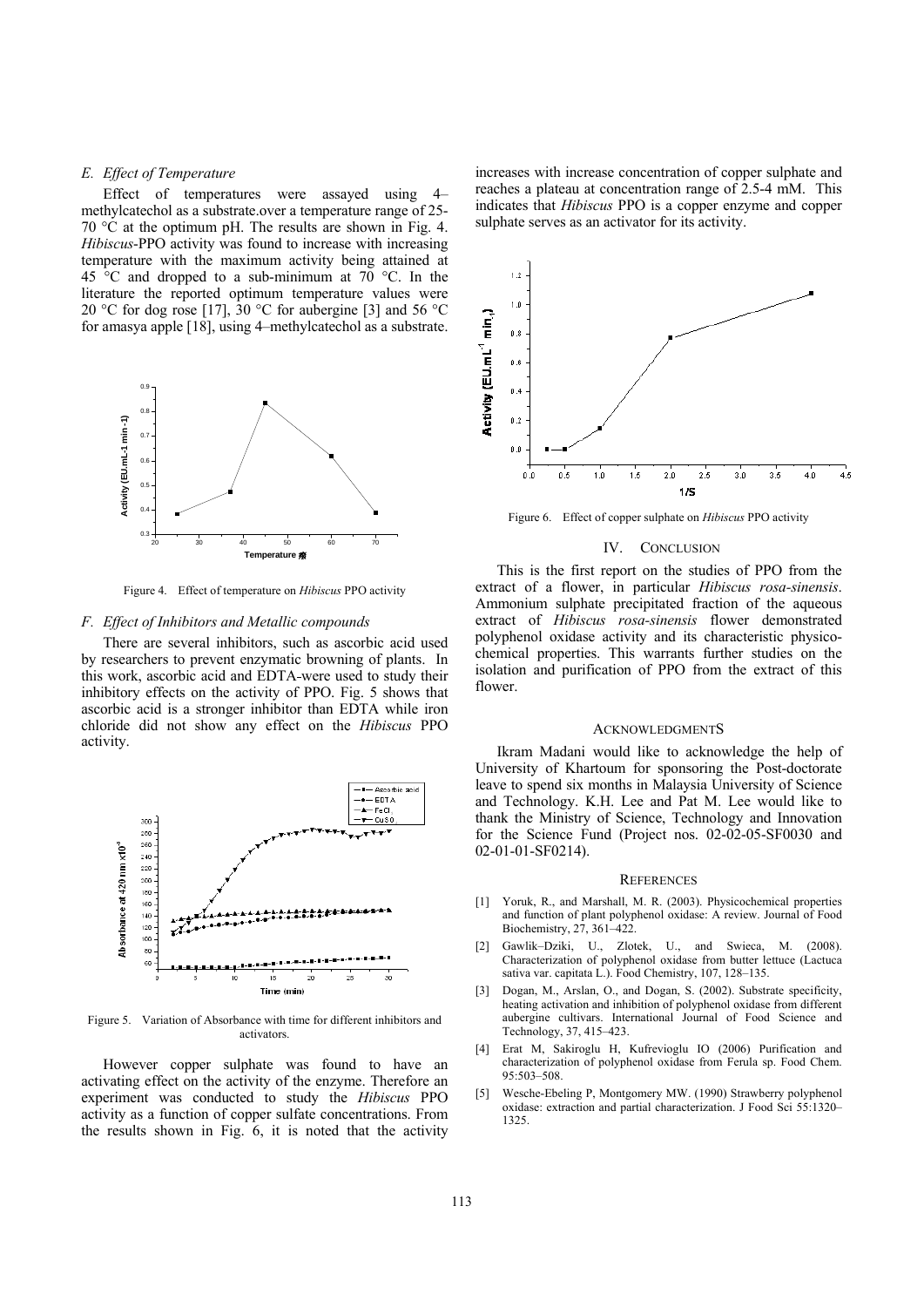### E. Effect of Temperature

Effect of temperatures were assayed using 4–methylcatechol as a substrate.over a temperature range of 25-70 °C at the optimum pH. The results are shown in Fig. 4. *Hibiscus*-PPO activity was found to increase with increasing temperature with the maximum activity being attained at 45 °C and dropped to a sub-minimum at 70 °C. In the literature the reported optimum temperature values were 20 °C for dog rose [17], 30 °C for aubergine [3] and 56 °C for amasya apple [18], using 4–methylcatechol as a substrate.

Figure 4. Effect of temperature on *Hibiscus* PPO activity

### F. Effect of Inhibitors and Metallic compounds

There are several inhibitors, such as ascorbic acid used by researchers to prevent enzymatic browning of plants. In this work, ascorbic acid and EDTA-were used to study their inhibitory effects on the activity of PPO. Fig. 5 shows that ascorbic acid is a stronger inhibitor than EDTA while iron chloride did not show any effect on the *Hibiscus* PPO activity.

Figure 5. Variation of Absorbance with time for different inhibitors and activators.

However copper sulphate was found to have an activating effect on the activity of the enzyme. Therefore an experiment was conducted to study the *Hibiscus* PPO activity as a function of copper sulfate concentrations. From the results shown in Fig. 6, it is noted that the activity increases with increase concentration of copper sulphate and reaches a plateau at concentration range of 2.5-4 mM. This indicates that *Hibiscus* PPO is a copper enzyme and copper sulphate serves as an activator for its activity.

Figure 6. Effect of copper sulphate on *Hibiscus* PPO activity

## IV. CONCLUSION

This is the first report on the studies of PPO from the extract of a flower, in particular *Hibiscus rosa-sinensis*. Ammonium sulphate precipitated fraction of the aqueous extract of *Hibiscus rosa-sinensis* flower demonstrated polyphenol oxidase activity and its characteristic physico-chemical properties. This warrants further studies on the isolation and purification of PPO from the extract of this flower.

## ACKNOWLEDGMENTS

Ikram Madani would like to acknowledge the help of University of Khartoum for sponsoring the Post-doctorate leave to spend six months in Malaysia University of Science and Technology. K.H. Lee and Pat M. Lee would like to thank the Ministry of Science, Technology and Innovation for the Science Fund (Project nos. 02-02-05-SF0030 and 02-01-01-SF0214).

## REFERENCES

[1] Yoruk, R., and Marshall, M. R. (2003). Physicochemical properties and function of plant polyphenol oxidase: A review. Journal of Food Biochemistry, 27, 361–422.

[2] Gawlik–Dziki, U., Zlotek, U., and Swieca, M. (2008). Characterization of polyphenol oxidase from butter lettuce (Lactuca sativa var. capitata L.). Food Chemistry, 107, 128–135.

[3] Dogan, M., Arslan, O., and Dogan, S. (2002). Substrate specificity, heating activation and inhibition of polyphenol oxidase from different aubergine cultivars. International Journal of Food Science and Technology, 37, 415–423.

[4] Erat M, Sakiroglu H, Kufrevioglu IO (2006) Purification and characterization of polyphenol oxidase from Ferula sp. Food Chem. 95:503–508.

[5] Wesche-Ebeling P, Montgomery MW. (1990) Strawberry polyphenol oxidase: extraction and partial characterization. J Food Sci 55:1320–1325.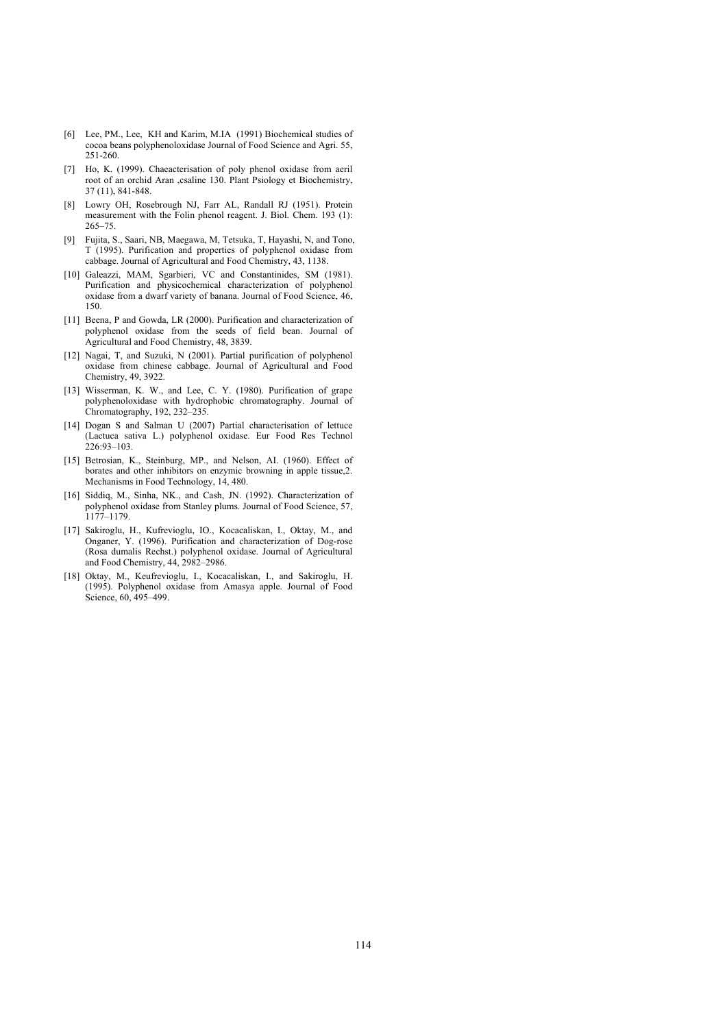[6] Lee, PM., Lee, KH and Karim, M.IA (1991) Biochemical studies of cocoa beans polyphenoloxidase Journal of Food Science and Agri. 55, 251-260.

[7] Ho, K. (1999). Chaeacterisation of poly phenol oxidase from aeril root of an orchid Aran ,csaline 130. Plant Psiology et Biochemistry, 37 (11), 841-848.

[8] Lowry OH, Rosebrough NJ, Farr AL, Randall RJ (1951). Protein measurement with the Folin phenol reagent. J. Biol. Chem. 193 (1): 265–75.

[9] Fujita, S., Saari, NB, Maegawa, M, Tetsuka, T, Hayashi, N, and Tono, T (1995). Purification and properties of polyphenol oxidase from cabbage. Journal of Agricultural and Food Chemistry, 43, 1138.

[10] Galeazzi, MAM, Sgarbieri, VC and Constantinides, SM (1981). Purification and physicochemical characterization of polyphenol oxidase from a dwarf variety of banana. Journal of Food Science, 46, 150.

[11] Beena, P and Gowda, LR (2000). Purification and characterization of polyphenol oxidase from the seeds of field bean. Journal of Agricultural and Food Chemistry, 48, 3839.

[12] Nagai, T, and Suzuki, N (2001). Partial purification of polyphenol oxidase from chinese cabbage. Journal of Agricultural and Food Chemistry, 49, 3922.

[13] Wisserman, K. W., and Lee, C. Y. (1980). Purification of grape polyphenoloxidase with hydrophobic chromatography. Journal of Chromatography, 192, 232–235.

[14] Dogan S and Salman U (2007) Partial characterisation of lettuce (Lactuca sativa L.) polyphenol oxidase. Eur Food Res Technol 226:93–103.

[15] Betrosian, K., Steinburg, MP., and Nelson, AI. (1960). Effect of borates and other inhibitors on enzymic browning in apple tissue,2. Mechanisms in Food Technology, 14, 480.

[16] Siddiq, M., Sinha, NK., and Cash, JN. (1992). Characterization of polyphenol oxidase from Stanley plums. Journal of Food Science, 57, 1177–1179.

[17] Sakiroglu, H., Kufrevioglu, IO., Kocacaliskan, I., Oktay, M., and Onganer, Y. (1996). Purification and characterization of Dog-rose (Rosa dumalis Rechst.) polyphenol oxidase. Journal of Agricultural and Food Chemistry, 44, 2982–2986.

[18] Oktay, M., Keufrevioglu, I., Kocacaliskan, I., and Sakiroglu, H. (1995). Polyphenol oxidase from Amasya apple. Journal of Food Science, 60, 495–499.